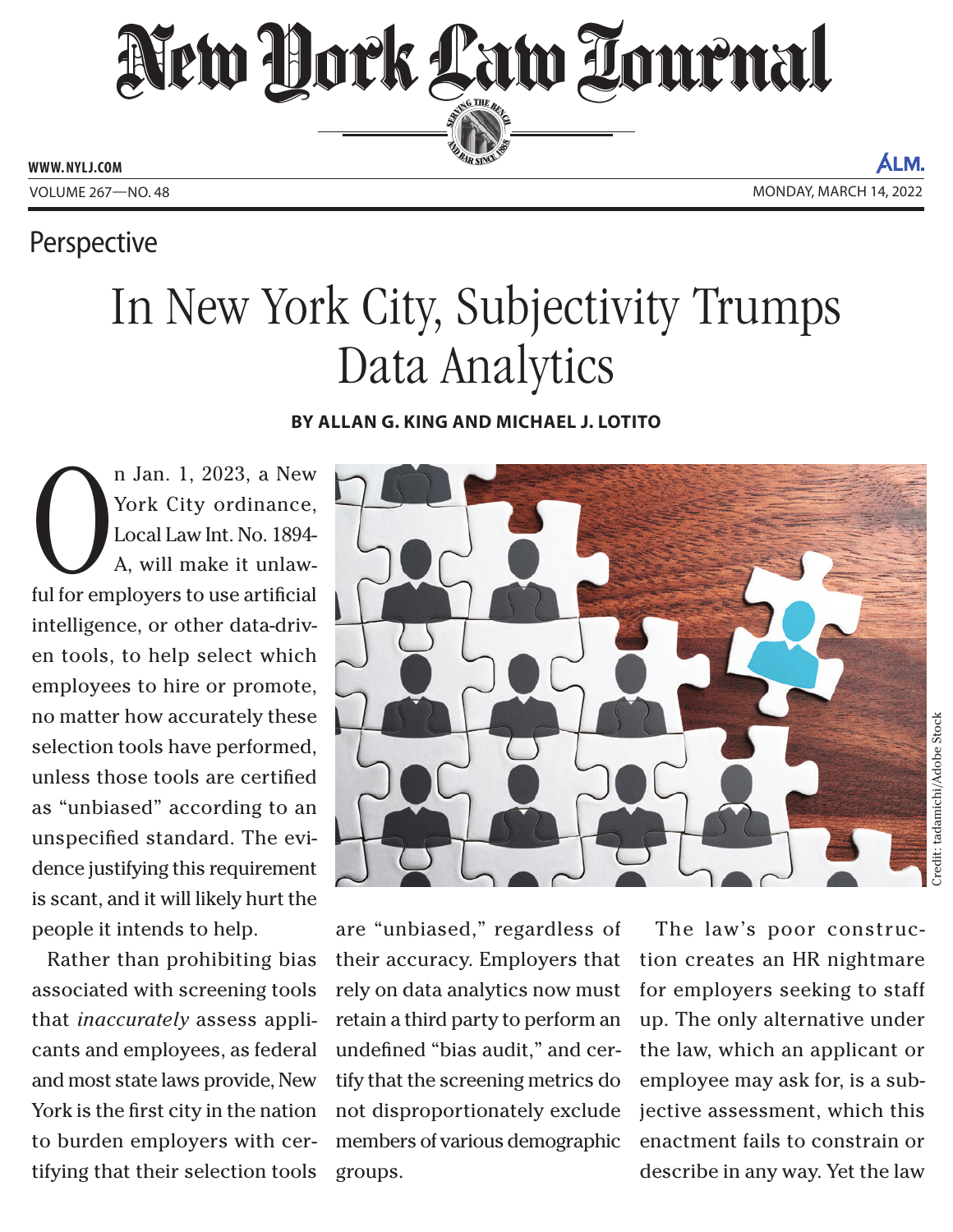# New York Law Journal

WWW.NYLJ.COM

VOLUME 267—NO. 48 MONDAY, MARCH 14, 2022

Perspective

## In New York City, Subjectivity Trumps Data Analytics

**BY ALLAN G. KING AND MICHAEL J. LOTITO**

On Jan. 1, 2023, a New York City ordinance, Local Law Int. No. 1894-A, will make it unlawful for employers to use artificial intelligence, or other data-driven tools, to help select which employees to hire or promote, no matter how accurately these selection tools have performed, unless those tools are certified as "unbiased" according to an unspecified standard. The evidence justifying this requirement is scant, and it will likely hurt the people it intends to help.

Rather than prohibiting bias associated with screening tools that *inaccurately* assess applicants and employees, as federal and most state laws provide, New York is the first city in the nation to burden employers with certifying that their selection tools are "unbiased," regardless of their accuracy. Employers that rely on data analytics now must retain a third party to perform an undefined "bias audit," and certify that the screening metrics do not disproportionately exclude members of various demographic groups.

The law's poor construction creates an HR nightmare for employers seeking to staff up. The only alternative under the law, which an applicant or employee may ask for, is a subjective assessment, which this enactment fails to constrain or describe in any way. Yet the law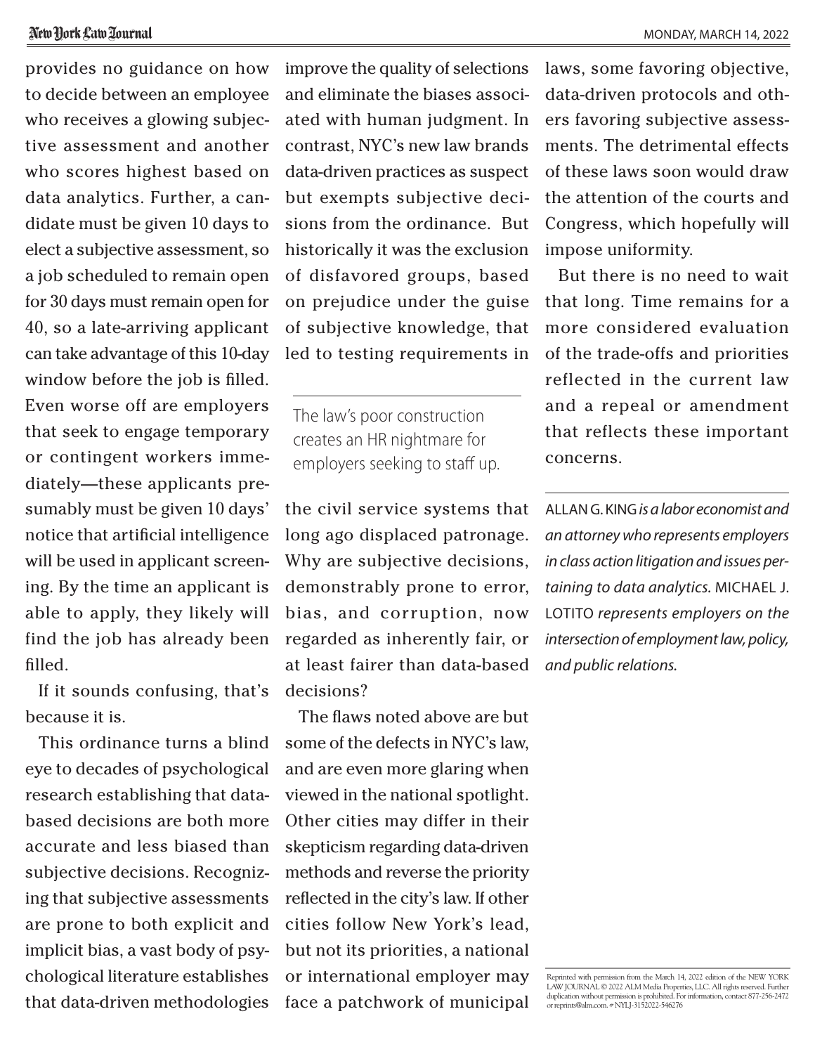provides no guidance on how to decide between an employee who receives a glowing subjective assessment and another who scores highest based on data analytics. Further, a candidate must be given 10 days to elect a subjective assessment, so a job scheduled to remain open for 30 days must remain open for 40, so a late-arriving applicant can take advantage of this 10-day window before the job is filled. Even worse off are employers that seek to engage temporary or contingent workers immediately—these applicants presumably must be given 10 days' notice that artificial intelligence will be used in applicant screening. By the time an applicant is able to apply, they likely will find the job has already been filled.

If it sounds confusing, that's because it is.

This ordinance turns a blind eye to decades of psychological research establishing that data-based decisions are both more accurate and less biased than subjective decisions. Recognizing that subjective assessments are prone to both explicit and implicit bias, a vast body of psychological literature establishes that data-driven methodologies improve the quality of selections and eliminate the biases associated with human judgment. In contrast, NYC's new law brands data-driven practices as suspect but exempts subjective decisions from the ordinance. But historically it was the exclusion of disfavored groups, based on prejudice under the guise of subjective knowledge, that led to testing requirements in the civil service systems that long ago displaced patronage. Why are subjective decisions, demonstrably prone to error, bias, and corruption, now regarded as inherently fair, or at least fairer than data-based decisions?

> The law's poor construction creates an HR nightmare for employers seeking to staff up.

The flaws noted above are but some of the defects in NYC's law, and are even more glaring when viewed in the national spotlight. Other cities may differ in their skepticism regarding data-driven methods and reverse the priority reflected in the city's law. If other cities follow New York's lead, but not its priorities, a national or international employer may face a patchwork of municipal laws, some favoring objective, data-driven protocols and others favoring subjective assessments. The detrimental effects of these laws soon would draw the attention of the courts and Congress, which hopefully will impose uniformity.

But there is no need to wait that long. Time remains for a more considered evaluation of the trade-offs and priorities reflected in the current law and a repeal or amendment that reflects these important concerns.

---

ALLAN G. KING *is a labor economist and an attorney who represents employers in class action litigation and issues pertaining to data analytics.* MICHAEL J. LOTITO *represents employers on the intersection of employment law, policy, and public relations.*

Reprinted with permission from the March 14, 2022 edition of the NEW YORK LAW JOURNAL © 2022 ALM Media Properties, LLC. All rights reserved. Further duplication without permission is prohibited. For information, contact 877-256-2472 or reprints@alm.com. # NYLJ-3152022-546276